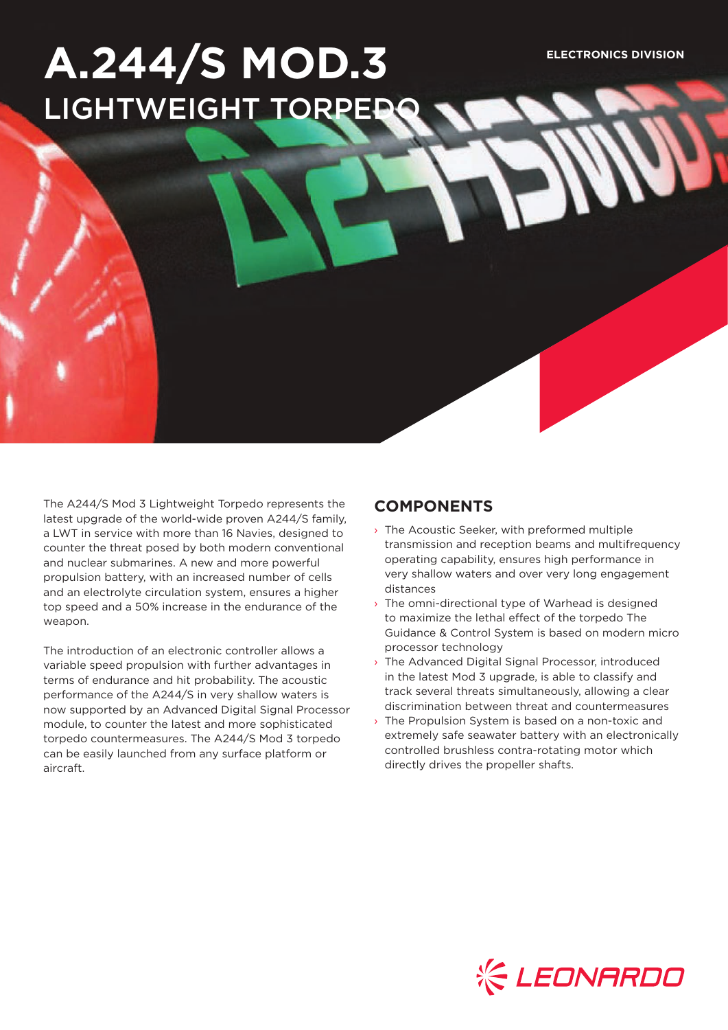# A.244/S MOD.3

## LIGHTWEIGHT TORPEDO

ELECTRONICS DIVISION

The A244/S Mod 3 Lightweight Torpedo represents the latest upgrade of the world-wide proven A244/S family, a LWT in service with more than 16 Navies, designed to counter the threat posed by both modern conventional and nuclear submarines. A new and more powerful propulsion battery, with an increased number of cells and an electrolyte circulation system, ensures a higher top speed and a 50% increase in the endurance of the weapon.

The introduction of an electronic controller allows a variable speed propulsion with further advantages in terms of endurance and hit probability. The acoustic performance of the A244/S in very shallow waters is now supported by an Advanced Digital Signal Processor module, to counter the latest and more sophisticated torpedo countermeasures. The A244/S Mod 3 torpedo can be easily launched from any surface platform or aircraft.

## COMPONENTS

- The Acoustic Seeker, with preformed multiple transmission and reception beams and multifrequency operating capability, ensures high performance in very shallow waters and over very long engagement distances
- The omni-directional type of Warhead is designed to maximize the lethal effect of the torpedo The Guidance & Control System is based on modern micro processor technology
- The Advanced Digital Signal Processor, introduced in the latest Mod 3 upgrade, is able to classify and track several threats simultaneously, allowing a clear discrimination between threat and countermeasures
- The Propulsion System is based on a non-toxic and extremely safe seawater battery with an electronically controlled brushless contra-rotating motor which directly drives the propeller shafts.

LEONARDO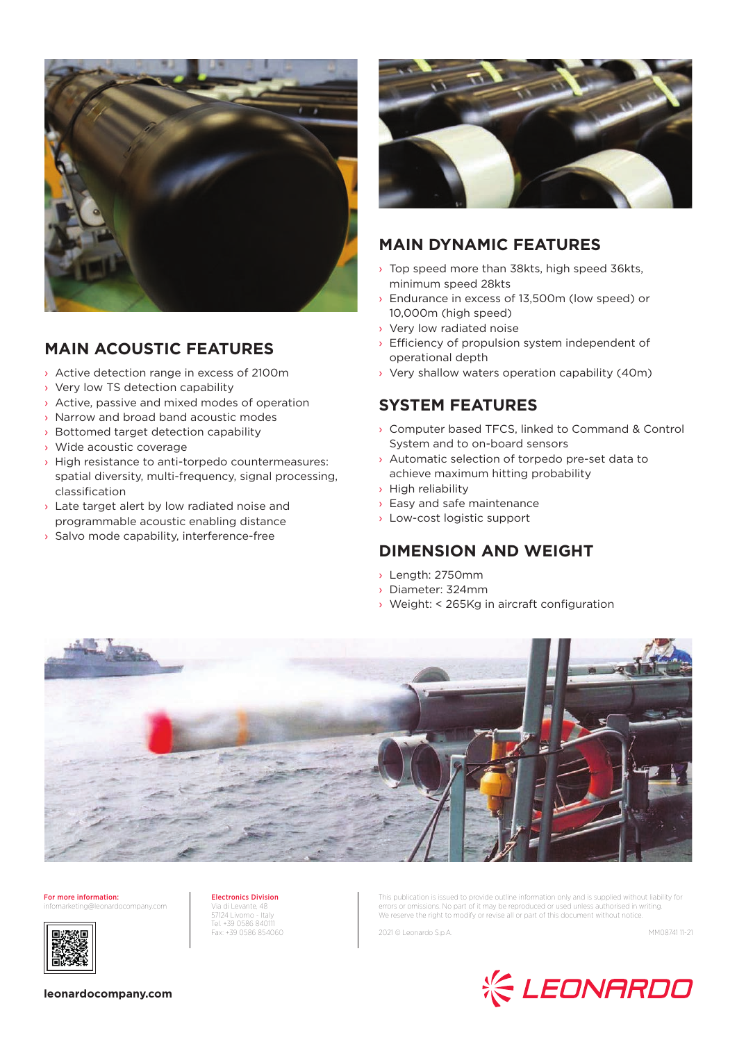## MAIN ACOUSTIC FEATURES

- Active detection range in excess of 2100m
- Very low TS detection capability
- Active, passive and mixed modes of operation
- Narrow and broad band acoustic modes
- Bottomed target detection capability
- Wide acoustic coverage
- High resistance to anti-torpedo countermeasures: spatial diversity, multi-frequency, signal processing, classification
- Late target alert by low radiated noise and programmable acoustic enabling distance
- Salvo mode capability, interference-free

## MAIN DYNAMIC FEATURES

- Top speed more than 38kts, high speed 36kts, minimum speed 28kts
- Endurance in excess of 13,500m (low speed) or 10,000m (high speed)
- Very low radiated noise
- Efficiency of propulsion system independent of operational depth
- Very shallow waters operation capability (40m)

## SYSTEM FEATURES

- Computer based TFCS, linked to Command & Control System and to on-board sensors
- Automatic selection of torpedo pre-set data to achieve maximum hitting probability
- High reliability
- Easy and safe maintenance
- Low-cost logistic support

## DIMENSION AND WEIGHT

- Length: 2750mm
- Diameter: 324mm
- Weight: < 265Kg in aircraft configuration

**For more information:**
infomarketing@leonardocompany.com

**Electronics Division**
Via di Levante, 48
57124 Livorno - Italy
Tel. +39 0586 840111
Fax +39 0586 854060

This publication is issued to provide outline information only and is supplied without liability for errors or omissions. No part of it may be reproduced or used unless authorised in writing. We reserve the right to modify or revise all or part of this document without notice.

2021 © Leonardo S.p.A.

MM08741 11-21

**leonardocompany.com**

LEONARDO